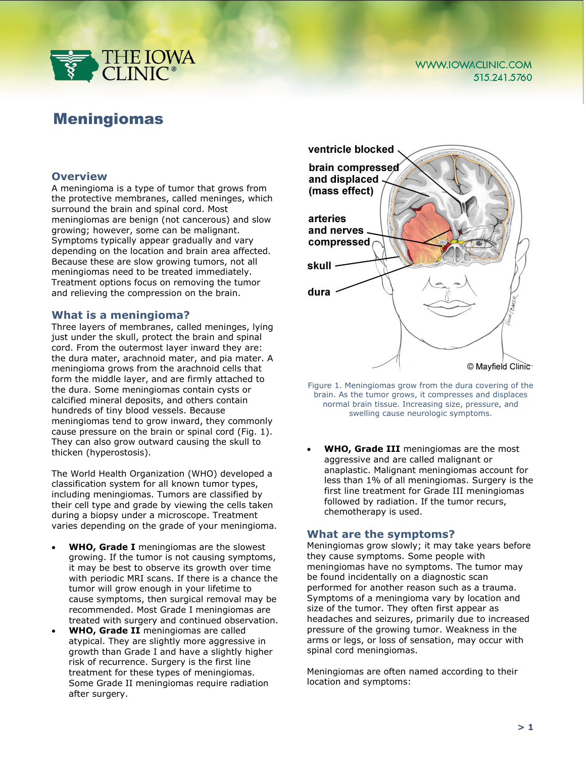# Meningiomas

## Overview

A meningioma is a type of tumor that grows from the protective membranes, called meninges, which surround the brain and spinal cord. Most meningiomas are benign (not cancerous) and slow growing; however, some can be malignant. Symptoms typically appear gradually and vary depending on the location and brain area affected. Because these are slow growing tumors, not all meningiomas need to be treated immediately. Treatment options focus on removing the tumor and relieving the compression on the brain.

## What is a meningioma?

Three layers of membranes, called meninges, lying just under the skull, protect the brain and spinal cord. From the outermost layer inward they are: the dura mater, arachnoid mater, and pia mater. A meningioma grows from the arachnoid cells that form the middle layer, and are firmly attached to the dura. Some meningiomas contain cysts or calcified mineral deposits, and others contain hundreds of tiny blood vessels. Because meningiomas tend to grow inward, they commonly cause pressure on the brain or spinal cord (Fig. 1). They can also grow outward causing the skull to thicken (hyperostosis).

The World Health Organization (WHO) developed a classification system for all known tumor types, including meningiomas. Tumors are classified by their cell type and grade by viewing the cells taken during a biopsy under a microscope. Treatment varies depending on the grade of your meningioma.

- **WHO, Grade I** meningiomas are the slowest growing. If the tumor is not causing symptoms, it may be best to observe its growth over time with periodic MRI scans. If there is a chance the tumor will grow enough in your lifetime to cause symptoms, then surgical removal may be recommended. Most Grade I meningiomas are treated with surgery and continued observation.
- **WHO, Grade II** meningiomas are called atypical. They are slightly more aggressive in growth than Grade I and have a slightly higher risk of recurrence. Surgery is the first line treatment for these types of meningiomas. Some Grade II meningiomas require radiation after surgery.
- **WHO, Grade III** meningiomas are the most aggressive and are called malignant or anaplastic. Malignant meningiomas account for less than 1% of all meningiomas. Surgery is the first line treatment for Grade III meningiomas followed by radiation. If the tumor recurs, chemotherapy is used.

ventricle blocked; brain compressed and displaced (mass effect); arteries and nerves compressed; skull; dura

© Mayfield Clinic

Figure 1. Meningiomas grow from the dura covering of the brain. As the tumor grows, it compresses and displaces normal brain tissue. Increasing size, pressure, and swelling cause neurologic symptoms.

## What are the symptoms?

Meningiomas grow slowly; it may take years before they cause symptoms. Some people with meningiomas have no symptoms. The tumor may be found incidentally on a diagnostic scan performed for another reason such as a trauma. Symptoms of a meningioma vary by location and size of the tumor. They often first appear as headaches and seizures, primarily due to increased pressure of the growing tumor. Weakness in the arms or legs, or loss of sensation, may occur with spinal cord meningiomas.

Meningiomas are often named according to their location and symptoms: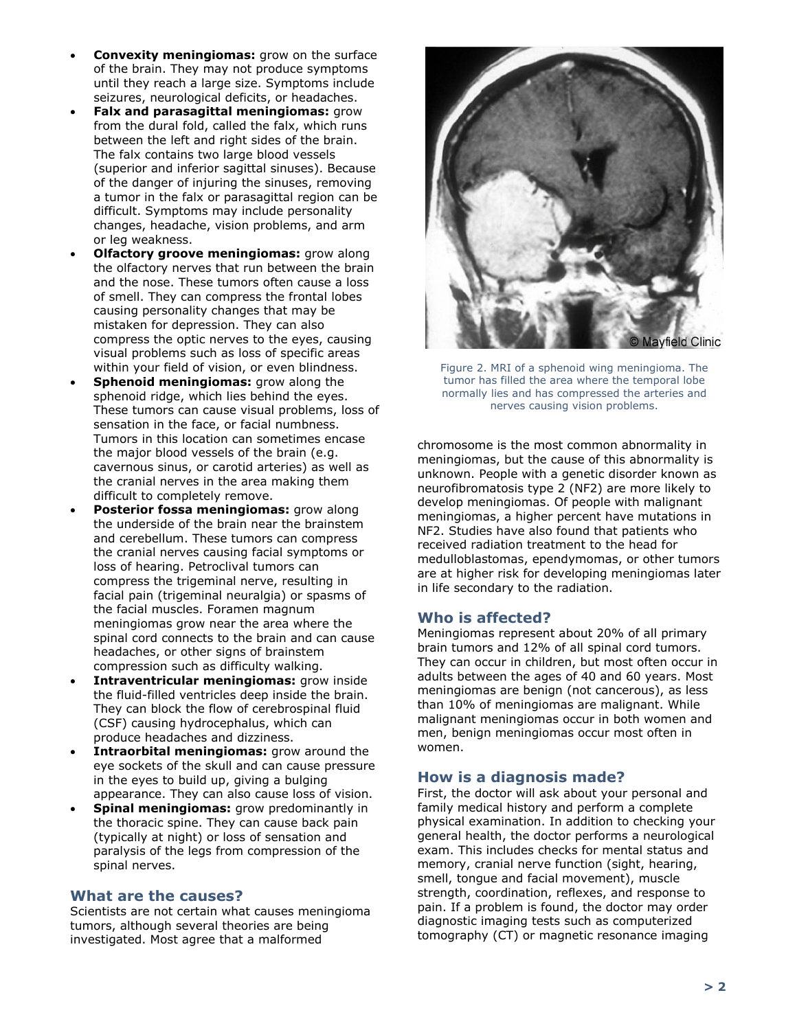- **Convexity meningiomas:** grow on the surface of the brain. They may not produce symptoms until they reach a large size. Symptoms include seizures, neurological deficits, or headaches.
- **Falx and parasagittal meningiomas:** grow from the dural fold, called the falx, which runs between the left and right sides of the brain. The falx contains two large blood vessels (superior and inferior sagittal sinuses). Because of the danger of injuring the sinuses, removing a tumor in the falx or parasagittal region can be difficult. Symptoms may include personality changes, headache, vision problems, and arm or leg weakness.
- **Olfactory groove meningiomas:** grow along the olfactory nerves that run between the brain and the nose. These tumors often cause a loss of smell. They can compress the frontal lobes causing personality changes that may be mistaken for depression. They can also compress the optic nerves to the eyes, causing visual problems such as loss of specific areas within your field of vision, or even blindness.
- **Sphenoid meningiomas:** grow along the sphenoid ridge, which lies behind the eyes. These tumors can cause visual problems, loss of sensation in the face, or facial numbness. Tumors in this location can sometimes encase the major blood vessels of the brain (e.g. cavernous sinus, or carotid arteries) as well as the cranial nerves in the area making them difficult to completely remove.
- **Posterior fossa meningiomas:** grow along the underside of the brain near the brainstem and cerebellum. These tumors can compress the cranial nerves causing facial symptoms or loss of hearing. Petroclival tumors can compress the trigeminal nerve, resulting in facial pain (trigeminal neuralgia) or spasms of the facial muscles. Foramen magnum meningiomas grow near the area where the spinal cord connects to the brain and can cause headaches, or other signs of brainstem compression such as difficulty walking.
- **Intraventricular meningiomas:** grow inside the fluid-filled ventricles deep inside the brain. They can block the flow of cerebrospinal fluid (CSF) causing hydrocephalus, which can produce headaches and dizziness.
- **Intraorbital meningiomas:** grow around the eye sockets of the skull and can cause pressure in the eyes to build up, giving a bulging appearance. They can also cause loss of vision.
- **Spinal meningiomas:** grow predominantly in the thoracic spine. They can cause back pain (typically at night) or loss of sensation and paralysis of the legs from compression of the spinal nerves.

## What are the causes?

Scientists are not certain what causes meningioma tumors, although several theories are being investigated. Most agree that a malformed chromosome is the most common abnormality in meningiomas, but the cause of this abnormality is unknown. People with a genetic disorder known as neurofibromatosis type 2 (NF2) are more likely to develop meningiomas. Of people with malignant meningiomas, a higher percent have mutations in NF2. Studies have also found that patients who received radiation treatment to the head for medulloblastomas, ependymomas, or other tumors are at higher risk for developing meningiomas later in life secondary to the radiation.

Figure 2. MRI of a sphenoid wing meningioma. The tumor has filled the area where the temporal lobe normally lies and has compressed the arteries and nerves causing vision problems.

## Who is affected?

Meningiomas represent about 20% of all primary brain tumors and 12% of all spinal cord tumors. They can occur in children, but most often occur in adults between the ages of 40 and 60 years. Most meningiomas are benign (not cancerous), as less than 10% of meningiomas are malignant. While malignant meningiomas occur in both women and men, benign meningiomas occur most often in women.

## How is a diagnosis made?

First, the doctor will ask about your personal and family medical history and perform a complete physical examination. In addition to checking your general health, the doctor performs a neurological exam. This includes checks for mental status and memory, cranial nerve function (sight, hearing, smell, tongue and facial movement), muscle strength, coordination, reflexes, and response to pain. If a problem is found, the doctor may order diagnostic imaging tests such as computerized tomography (CT) or magnetic resonance imaging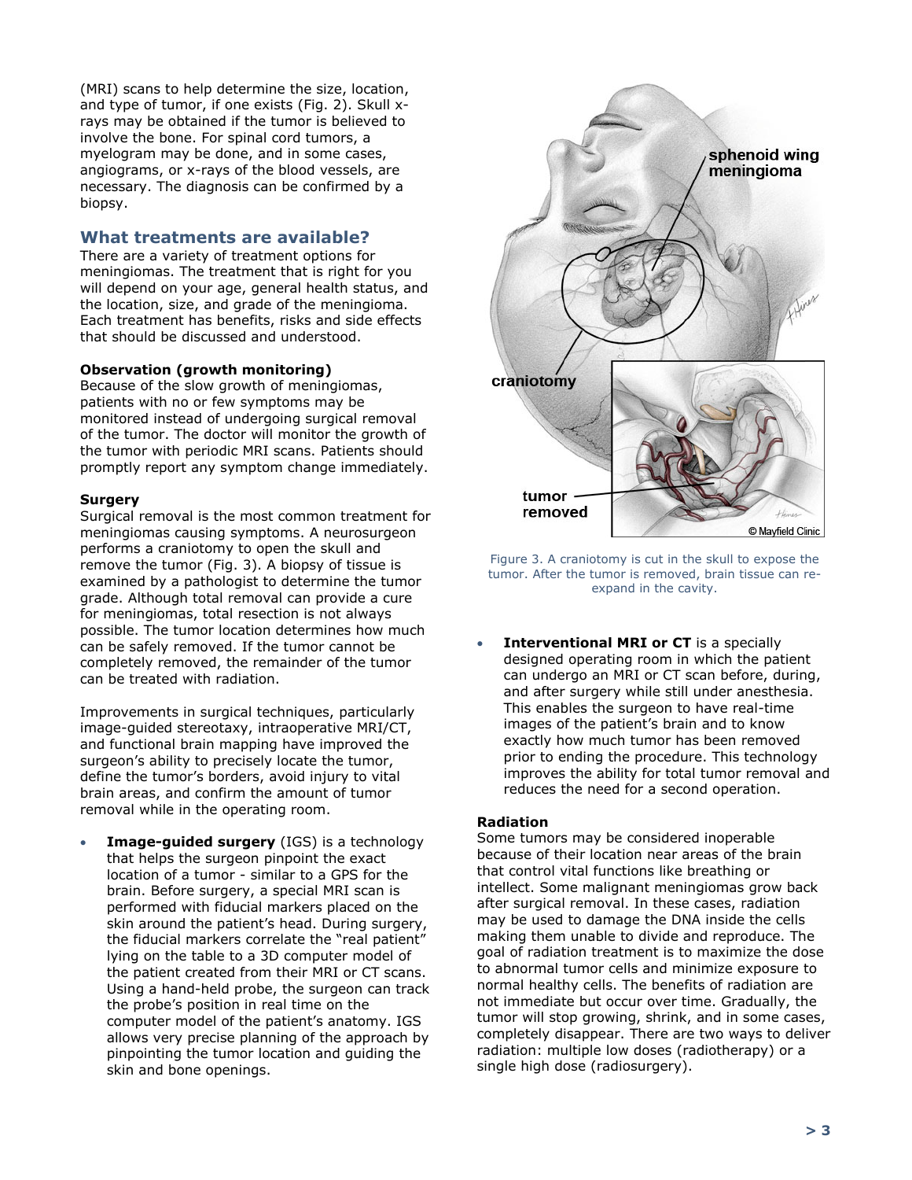(MRI) scans to help determine the size, location, and type of tumor, if one exists (Fig. 2). Skull x-rays may be obtained if the tumor is believed to involve the bone. For spinal cord tumors, a myelogram may be done, and in some cases, angiograms, or x-rays of the blood vessels, are necessary. The diagnosis can be confirmed by a biopsy.

## What treatments are available?

There are a variety of treatment options for meningiomas. The treatment that is right for you will depend on your age, general health status, and the location, size, and grade of the meningioma. Each treatment has benefits, risks and side effects that should be discussed and understood.

**Observation (growth monitoring)**

Because of the slow growth of meningiomas, patients with no or few symptoms may be monitored instead of undergoing surgical removal of the tumor. The doctor will monitor the growth of the tumor with periodic MRI scans. Patients should promptly report any symptom change immediately.

**Surgery**

Surgical removal is the most common treatment for meningiomas causing symptoms. A neurosurgeon performs a craniotomy to open the skull and remove the tumor (Fig. 3). A biopsy of tissue is examined by a pathologist to determine the tumor grade. Although total removal can provide a cure for meningiomas, total resection is not always possible. The tumor location determines how much can be safely removed. If the tumor cannot be completely removed, the remainder of the tumor can be treated with radiation.

Improvements in surgical techniques, particularly image-guided stereotaxy, intraoperative MRI/CT, and functional brain mapping have improved the surgeon's ability to precisely locate the tumor, define the tumor's borders, avoid injury to vital brain areas, and confirm the amount of tumor removal while in the operating room.

- **Image-guided surgery** (IGS) is a technology that helps the surgeon pinpoint the exact location of a tumor - similar to a GPS for the brain. Before surgery, a special MRI scan is performed with fiducial markers placed on the skin around the patient's head. During surgery, the fiducial markers correlate the "real patient" lying on the table to a 3D computer model of the patient created from their MRI or CT scans. Using a hand-held probe, the surgeon can track the probe's position in real time on the computer model of the patient's anatomy. IGS allows very precise planning of the approach by pinpointing the tumor location and guiding the skin and bone openings.

sphenoid wing meningioma

craniotomy

tumor removed

© Mayfield Clinic

Figure 3. A craniotomy is cut in the skull to expose the tumor. After the tumor is removed, brain tissue can re-expand in the cavity.

- **Interventional MRI or CT** is a specially designed operating room in which the patient can undergo an MRI or CT scan before, during, and after surgery while still under anesthesia. This enables the surgeon to have real-time images of the patient's brain and to know exactly how much tumor has been removed prior to ending the procedure. This technology improves the ability for total tumor removal and reduces the need for a second operation.

**Radiation**

Some tumors may be considered inoperable because of their location near areas of the brain that control vital functions like breathing or intellect. Some malignant meningiomas grow back after surgical removal. In these cases, radiation may be used to damage the DNA inside the cells making them unable to divide and reproduce. The goal of radiation treatment is to maximize the dose to abnormal tumor cells and minimize exposure to normal healthy cells. The benefits of radiation are not immediate but occur over time. Gradually, the tumor will stop growing, shrink, and in some cases, completely disappear. There are two ways to deliver radiation: multiple low doses (radiotherapy) or a single high dose (radiosurgery).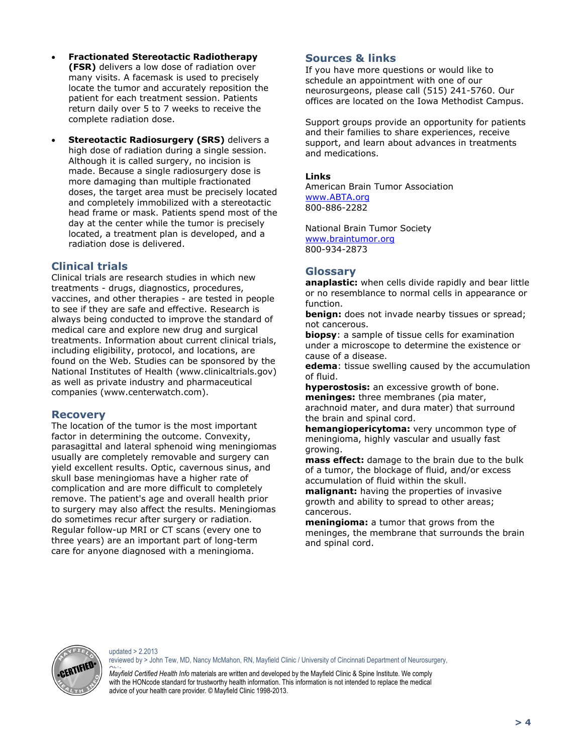- **Fractionated Stereotactic Radiotherapy (FSR)** delivers a low dose of radiation over many visits. A facemask is used to precisely locate the tumor and accurately reposition the patient for each treatment session. Patients return daily over 5 to 7 weeks to receive the complete radiation dose.
- **Stereotactic Radiosurgery (SRS)** delivers a high dose of radiation during a single session. Although it is called surgery, no incision is made. Because a single radiosurgery dose is more damaging than multiple fractionated doses, the target area must be precisely located and completely immobilized with a stereotactic head frame or mask. Patients spend most of the day at the center while the tumor is precisely located, a treatment plan is developed, and a radiation dose is delivered.

## Clinical trials

Clinical trials are research studies in which new treatments - drugs, diagnostics, procedures, vaccines, and other therapies - are tested in people to see if they are safe and effective. Research is always being conducted to improve the standard of medical care and explore new drug and surgical treatments. Information about current clinical trials, including eligibility, protocol, and locations, are found on the Web. Studies can be sponsored by the National Institutes of Health (www.clinicaltrials.gov) as well as private industry and pharmaceutical companies (www.centerwatch.com).

## Recovery

The location of the tumor is the most important factor in determining the outcome. Convexity, parasagittal and lateral sphenoid wing meningiomas usually are completely removable and surgery can yield excellent results. Optic, cavernous sinus, and skull base meningiomas have a higher rate of complication and are more difficult to completely remove. The patient's age and overall health prior to surgery may also affect the results. Meningiomas do sometimes recur after surgery or radiation. Regular follow-up MRI or CT scans (every one to three years) are an important part of long-term care for anyone diagnosed with a meningioma.

## Sources & links

If you have more questions or would like to schedule an appointment with one of our neurosurgeons, please call (515) 241-5760. Our offices are located on the Iowa Methodist Campus.

Support groups provide an opportunity for patients and their families to share experiences, receive support, and learn about advances in treatments and medications.

**Links**

American Brain Tumor Association
www.ABTA.org
800-886-2282

National Brain Tumor Society
www.braintumor.org
800-934-2873

## Glossary

**anaplastic:** when cells divide rapidly and bear little or no resemblance to normal cells in appearance or function.
**benign:** does not invade nearby tissues or spread; not cancerous.
**biopsy**: a sample of tissue cells for examination under a microscope to determine the existence or cause of a disease.
**edema**: tissue swelling caused by the accumulation of fluid.
**hyperostosis:** an excessive growth of bone.
**meninges:** three membranes (pia mater, arachnoid mater, and dura mater) that surround the brain and spinal cord.
**hemangiopericytoma:** very uncommon type of meningioma, highly vascular and usually fast growing.
**mass effect:** damage to the brain due to the bulk of a tumor, the blockage of fluid, and/or excess accumulation of fluid within the skull.
**malignant:** having the properties of invasive growth and ability to spread to other areas; cancerous.
**meningioma:** a tumor that grows from the meninges, the membrane that surrounds the brain and spinal cord.

updated > 2.2013
reviewed by > John Tew, MD, Nancy McMahon, RN, Mayfield Clinic / University of Cincinnati Department of Neurosurgery, Ohio

*Mayfield Certified Health Info* materials are written and developed by the Mayfield Clinic & Spine Institute. We comply with the HONcode standard for trustworthy health information. This information is not intended to replace the medical advice of your health care provider. © Mayfield Clinic 1998-2013.